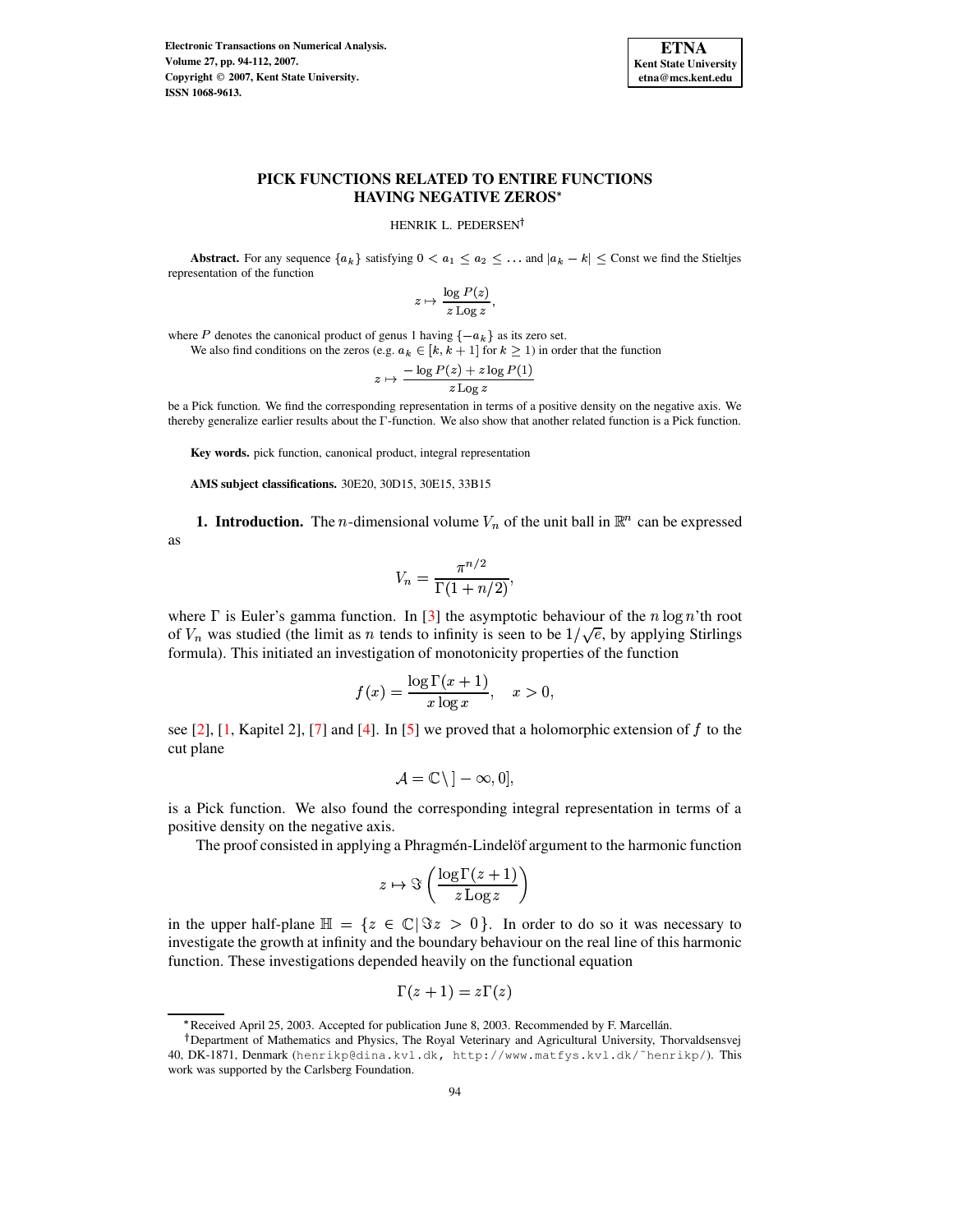# PICK FUNCTIONS RELATED TO ENTIRE FUNCTIONS HAVING NEGATIVE ZEROS*

HENRIK L. PEDERSEN†

**Abstract.** For any sequence $\{a_k\}$ satisfying $0 < a_1 \leq a_2 \leq \dots$ and $|a_k - k| \leq$ Const we find the Stieltjes representation of the function

$$z \mapsto \frac{\log P(z)}{z \operatorname{Log} z},$$

where $P$ denotes the canonical product of genus 1 having $\{-a_k\}$ as its zero set.

We also find conditions on the zeros (e.g. $a_k \in [k, k+1]$ for $k \geq 1$) in order that the function

$$z \mapsto \frac{-\log P(z) + z \log P(1)}{z \operatorname{Log} z}$$

be a Pick function. We find the corresponding representation in terms of a positive density on the negative axis. We thereby generalize earlier results about the $\Gamma$-function. We also show that another related function is a Pick function.

**Key words.** pick function, canonical product, integral representation

**AMS subject classifications.** 30E20, 30D15, 30E15, 33B15

## 1. Introduction.

The $n$-dimensional volume $V_n$ of the unit ball in $\mathbb{R}^n$ can be expressed as

$$V_n = \frac{\pi^{n/2}}{\Gamma(1 + n/2)},$$

where $\Gamma$ is Euler's gamma function. In [3] the asymptotic behaviour of the $n \log n$'th root of $V_n$ was studied (the limit as $n$ tends to infinity is seen to be $1/\sqrt{e}$, by applying Stirlings formula). This initiated an investigation of monotonicity properties of the function

$$f(x) = \frac{\log \Gamma(x+1)}{x \log x}, \quad x > 0,$$

see [2], [1, Kapitel 2], [7] and [4]. In [5] we proved that a holomorphic extension of $f$ to the cut plane

$$\mathcal{A} = \mathbb{C} \setminus ]-\infty, 0],$$

is a Pick function. We also found the corresponding integral representation in terms of a positive density on the negative axis.

The proof consisted in applying a Phragmén-Lindelöf argument to the harmonic function

$$z \mapsto \Im\left(\frac{\log \Gamma(z+1)}{z \operatorname{Log} z}\right)$$

in the upper half-plane $\mathbb{H} = \{z \in \mathbb{C} \,|\, \Im z > 0\}$. In order to do so it was necessary to investigate the growth at infinity and the boundary behaviour on the real line of this harmonic function. These investigations depended heavily on the functional equation

$$\Gamma(z+1) = z\Gamma(z)$$

*Received April 25, 2003. Accepted for publication June 8, 2003. Recommended by F. Marcellán.

†Department of Mathematics and Physics, The Royal Veterinary and Agricultural University, Thorvaldsensvej 40, DK-1871, Denmark (henrikp@dina.kvl.dk, http://www.matfys.kvl.dk/~henrikp/). This work was supported by the Carlsberg Foundation.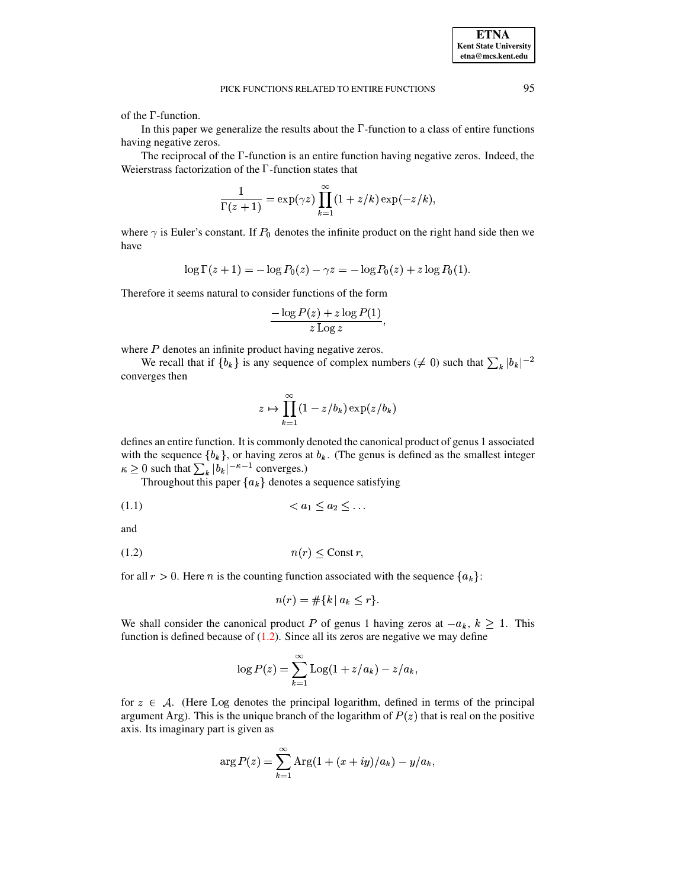of the $\Gamma$-function.

In this paper we generalize the results about the $\Gamma$-function to a class of entire functions having negative zeros.

The reciprocal of the $\Gamma$-function is an entire function having negative zeros. Indeed, the Weierstrass factorization of the $\Gamma$-function states that

$$\frac{1}{\Gamma(z+1)} = \exp(\gamma z) \prod_{k=1}^{\infty} (1 + z/k) \exp(-z/k),$$

where $\gamma$ is Euler's constant. If $P_0$ denotes the infinite product on the right hand side then we have

$$\log \Gamma(z+1) = -\log P_0(z) - \gamma z = -\log P_0(z) + z \log P_0(1).$$

Therefore it seems natural to consider functions of the form

$$\frac{-\log P(z) + z \log P(1)}{z \operatorname{Log} z},$$

where $P$ denotes an infinite product having negative zeros.

We recall that if $\{b_k\}$ is any sequence of complex numbers ($\neq 0$) such that $\sum_k |b_k|^{-2}$ converges then

$$z \mapsto \prod_{k=1}^{\infty} (1 - z/b_k) \exp(z/b_k)$$

defines an entire function. It is commonly denoted the canonical product of genus 1 associated with the sequence $\{b_k\}$, or having zeros at $b_k$. (The genus is defined as the smallest integer $\kappa \geq 0$ such that $\sum_k |b_k|^{-\kappa-1}$ converges.)

Throughout this paper $\{a_k\}$ denotes a sequence satisfying

$$< a_1 \leq a_2 \leq \dots \tag{1.1}$$

and

$$n(r) \leq \text{Const}\, r, \tag{1.2}$$

for all $r > 0$. Here $n$ is the counting function associated with the sequence $\{a_k\}$:

$$n(r) = \#\{k \,|\, a_k \leq r\}.$$

We shall consider the canonical product $P$ of genus 1 having zeros at $-a_k$, $k \geq 1$. This function is defined because of (1.2). Since all its zeros are negative we may define

$$\log P(z) = \sum_{k=1}^{\infty} \operatorname{Log}(1 + z/a_k) - z/a_k,$$

for $z \in \mathcal{A}$. (Here $\operatorname{Log}$ denotes the principal logarithm, defined in terms of the principal argument Arg). This is the unique branch of the logarithm of $P(z)$ that is real on the positive axis. Its imaginary part is given as

$$\arg P(z) = \sum_{k=1}^{\infty} \operatorname{Arg}(1 + (x + iy)/a_k) - y/a_k,$$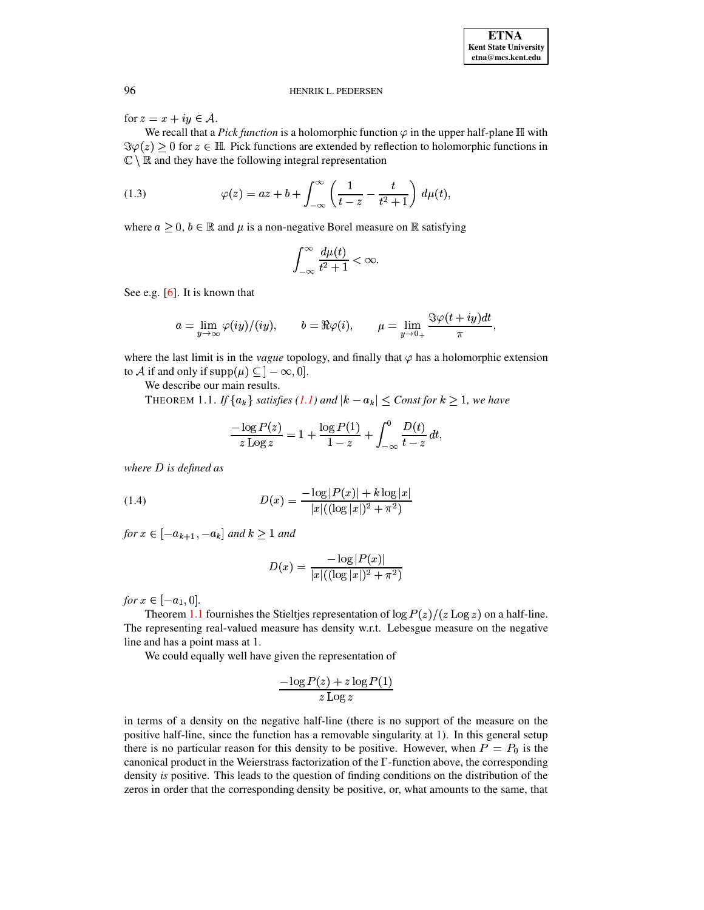for $z = x + iy \in \mathcal{A}$.

We recall that a *Pick function* is a holomorphic function $\varphi$ in the upper half-plane $\mathbb{H}$ with $\Im\varphi(z) \geq 0$ for $z \in \mathbb{H}$. Pick functions are extended by reflection to holomorphic functions in $\mathbb{C} \setminus \mathbb{R}$ and they have the following integral representation

$$\varphi(z) = az + b + \int_{-\infty}^{\infty} \left( \frac{1}{t-z} - \frac{t}{t^2+1} \right) d\mu(t), \tag{1.3}$$

where $a \geq 0$, $b \in \mathbb{R}$ and $\mu$ is a non-negative Borel measure on $\mathbb{R}$ satisfying

$$\int_{-\infty}^{\infty} \frac{d\mu(t)}{t^2+1} < \infty.$$

See e.g. [6]. It is known that

$$a = \lim_{y\to\infty} \varphi(iy)/(iy), \qquad b = \Re\varphi(i), \qquad \mu = \lim_{y\to 0_+} \frac{\Im\varphi(t+iy)dt}{\pi},$$

where the last limit is in the *vague* topology, and finally that $\varphi$ has a holomorphic extension to $\mathcal{A}$ if and only if $\operatorname{supp}(\mu) \subseteq \,]-\infty, 0]$.

We describe our main results.

THEOREM 1.1. *If $\{a_k\}$ satisfies (1.1) and $|k - a_k| \leq$ Const for $k \geq 1$, we have*

$$\frac{-\log P(z)}{z \operatorname{Log} z} = 1 + \frac{\log P(1)}{1-z} + \int_{-\infty}^{0} \frac{D(t)}{t-z}\, dt,$$

*where $D$ is defined as*

$$D(x) = \frac{-\log|P(x)| + k\log|x|}{|x|((\log|x|)^2 + \pi^2)} \tag{1.4}$$

*for $x \in [-a_{k+1}, -a_k]$ and $k \geq 1$ and*

$$D(x) = \frac{-\log|P(x)|}{|x|((\log|x|)^2 + \pi^2)}$$

*for $x \in [-a_1, 0]$.*

Theorem 1.1 fournishes the Stieltjes representation of $\log P(z)/(z \operatorname{Log} z)$ on a half-line. The representing real-valued measure has density w.r.t. Lebesgue measure on the negative line and has a point mass at 1.

We could equally well have given the representation of

$$\frac{-\log P(z) + z\log P(1)}{z \operatorname{Log} z}$$

in terms of a density on the negative half-line (there is no support of the measure on the positive half-line, since the function has a removable singularity at 1). In this general setup there is no particular reason for this density to be positive. However, when $P = P_0$ is the canonical product in the Weierstrass factorization of the $\Gamma$-function above, the corresponding density *is* positive. This leads to the question of finding conditions on the distribution of the zeros in order that the corresponding density be positive, or, what amounts to the same, that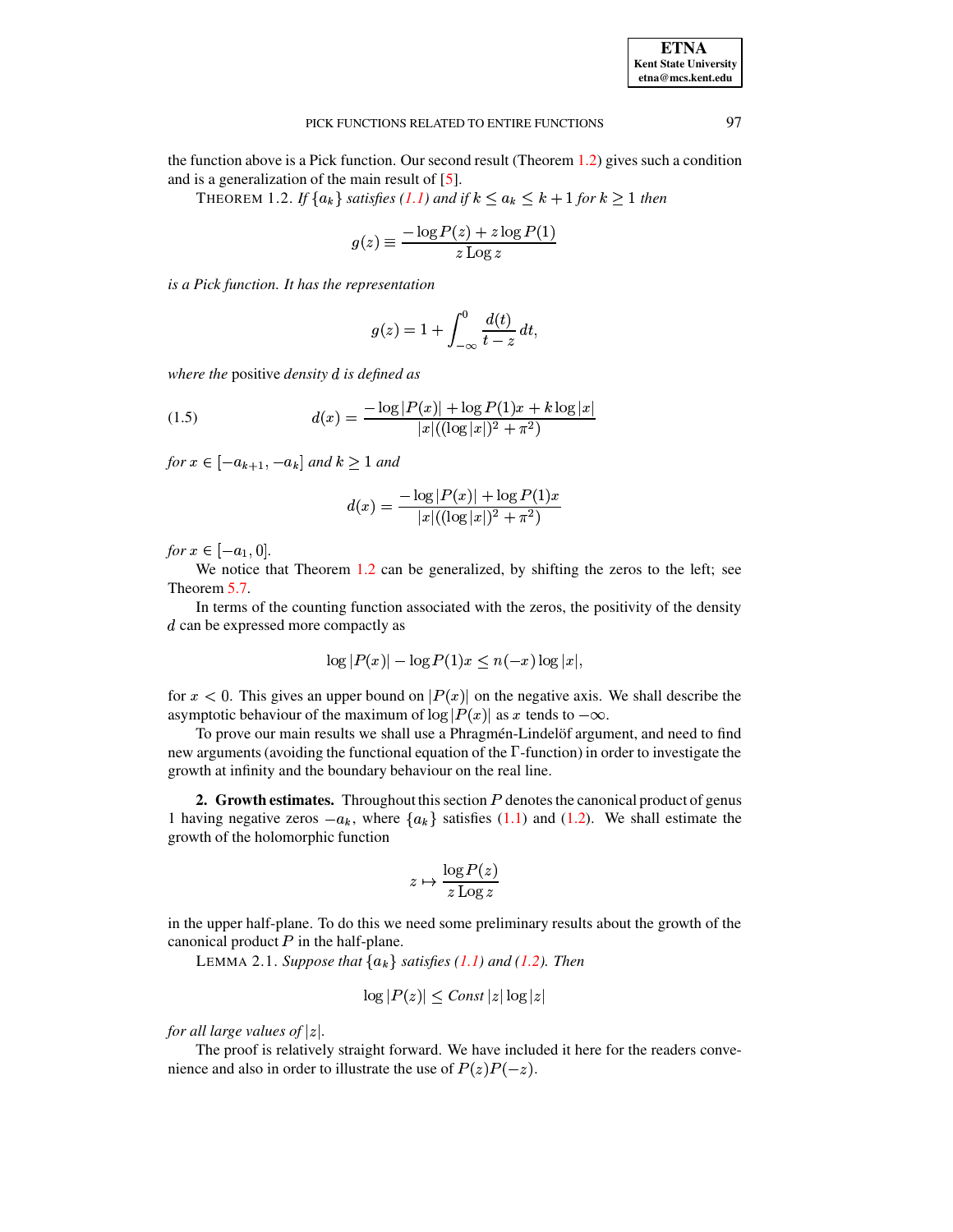the function above is a Pick function. Our second result (Theorem 1.2) gives such a condition and is a generalization of the main result of [5].

THEOREM 1.2. *If $\{a_k\}$ satisfies (1.1) and if $k \le a_k \le k+1$ for $k \ge 1$ then*

$$g(z) \equiv \frac{-\log P(z) + z \log P(1)}{z \operatorname{Log} z}$$

*is a Pick function. It has the representation*

$$g(z) = 1 + \int_{-\infty}^{0} \frac{d(t)}{t - z}\, dt,$$

*where the* positive *density $d$ is defined as*

$$d(x) = \frac{-\log|P(x)| + \log P(1)x + k \log|x|}{|x|((\log|x|)^2 + \pi^2)} \tag{1.5}$$

*for $x \in [-a_{k+1}, -a_k]$ and $k \ge 1$ and*

$$d(x) = \frac{-\log|P(x)| + \log P(1)x}{|x|((\log|x|)^2 + \pi^2)}$$

*for $x \in [-a_1, 0]$.*

We notice that Theorem 1.2 can be generalized, by shifting the zeros to the left; see Theorem 5.7.

In terms of the counting function associated with the zeros, the positivity of the density $d$ can be expressed more compactly as

$$\log|P(x)| - \log P(1)x \le n(-x) \log|x|,$$

for $x < 0$. This gives an upper bound on $|P(x)|$ on the negative axis. We shall describe the asymptotic behaviour of the maximum of $\log|P(x)|$ as $x$ tends to $-\infty$.

To prove our main results we shall use a Phragmén-Lindelöf argument, and need to find new arguments (avoiding the functional equation of the $\Gamma$-function) in order to investigate the growth at infinity and the boundary behaviour on the real line.

## 2. Growth estimates.

Throughout this section $P$ denotes the canonical product of genus 1 having negative zeros $-a_k$, where $\{a_k\}$ satisfies (1.1) and (1.2). We shall estimate the growth of the holomorphic function

$$z \mapsto \frac{\log P(z)}{z \operatorname{Log} z}$$

in the upper half-plane. To do this we need some preliminary results about the growth of the canonical product $P$ in the half-plane.

LEMMA 2.1. *Suppose that $\{a_k\}$ satisfies (1.1) and (1.2). Then*

$$\log|P(z)| \le \mathit{Const}\, |z| \log|z|$$

*for all large values of $|z|$.*

The proof is relatively straight forward. We have included it here for the readers convenience and also in order to illustrate the use of $P(z)P(-z)$.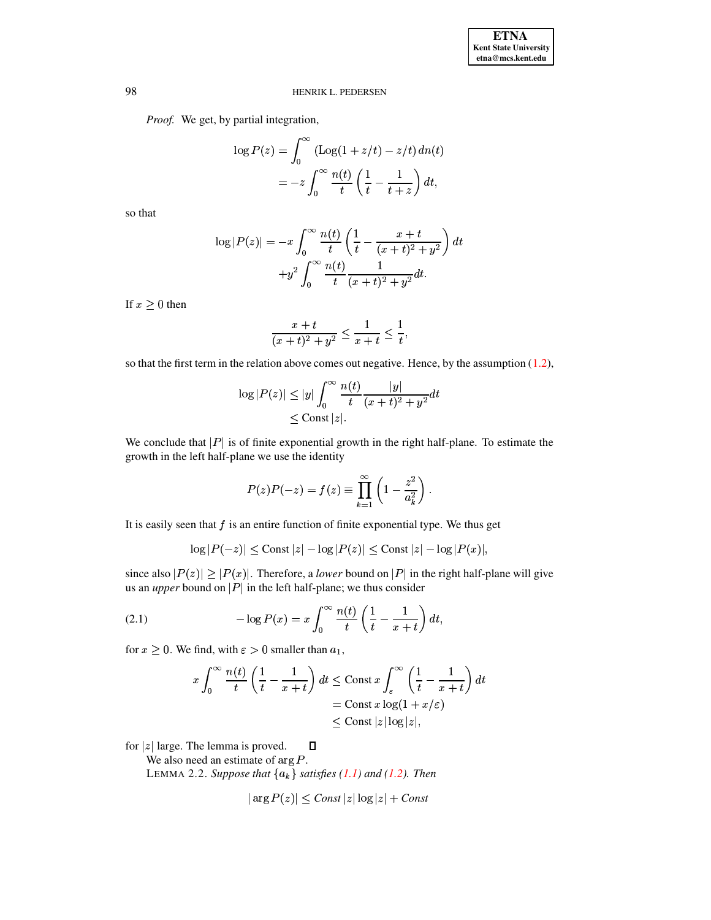*Proof.* We get, by partial integration,

$$\log P(z) = \int_0^\infty (\mathrm{Log}(1+z/t) - z/t)\, dn(t)$$
$$= -z \int_0^\infty \frac{n(t)}{t}\left(\frac{1}{t} - \frac{1}{t+z}\right) dt,$$

so that

$$\log|P(z)| = -x \int_0^\infty \frac{n(t)}{t}\left(\frac{1}{t} - \frac{x+t}{(x+t)^2+y^2}\right) dt$$
$$+ y^2 \int_0^\infty \frac{n(t)}{t} \frac{1}{(x+t)^2+y^2} dt.$$

If $x \geq 0$ then

$$\frac{x+t}{(x+t)^2+y^2} \leq \frac{1}{x+t} \leq \frac{1}{t},$$

so that the first term in the relation above comes out negative. Hence, by the assumption (1.2),

$$\log|P(z)| \leq |y| \int_0^\infty \frac{n(t)}{t} \frac{|y|}{(x+t)^2+y^2} dt$$
$$\leq \mathrm{Const}\,|z|.$$

We conclude that $|P|$ is of finite exponential growth in the right half-plane. To estimate the growth in the left half-plane we use the identity

$$P(z)P(-z) = f(z) \equiv \prod_{k=1}^\infty \left(1 - \frac{z^2}{a_k^2}\right).$$

It is easily seen that $f$ is an entire function of finite exponential type. We thus get

$$\log|P(-z)| \leq \mathrm{Const}\,|z| - \log|P(z)| \leq \mathrm{Const}\,|z| - \log|P(x)|,$$

since also $|P(z)| \geq |P(x)|$. Therefore, a *lower* bound on $|P|$ in the right half-plane will give us an *upper* bound on $|P|$ in the left half-plane; we thus consider

$$-\log P(x) = x \int_0^\infty \frac{n(t)}{t}\left(\frac{1}{t} - \frac{1}{x+t}\right) dt, \tag{2.1}$$

for $x \geq 0$. We find, with $\varepsilon > 0$ smaller than $a_1$,

$$x \int_0^\infty \frac{n(t)}{t}\left(\frac{1}{t} - \frac{1}{x+t}\right) dt \leq \mathrm{Const}\, x \int_\varepsilon^\infty \left(\frac{1}{t} - \frac{1}{x+t}\right) dt$$
$$= \mathrm{Const}\, x \log(1 + x/\varepsilon)$$
$$\leq \mathrm{Const}\,|z| \log|z|,$$

for $|z|$ large. The lemma is proved. ◻

We also need an estimate of $\arg P$.

LEMMA 2.2. *Suppose that $\{a_k\}$ satisfies (1.1) and (1.2). Then*

$$|\arg P(z)| \leq \mathit{Const}\,|z| \log|z| + \mathit{Const}$$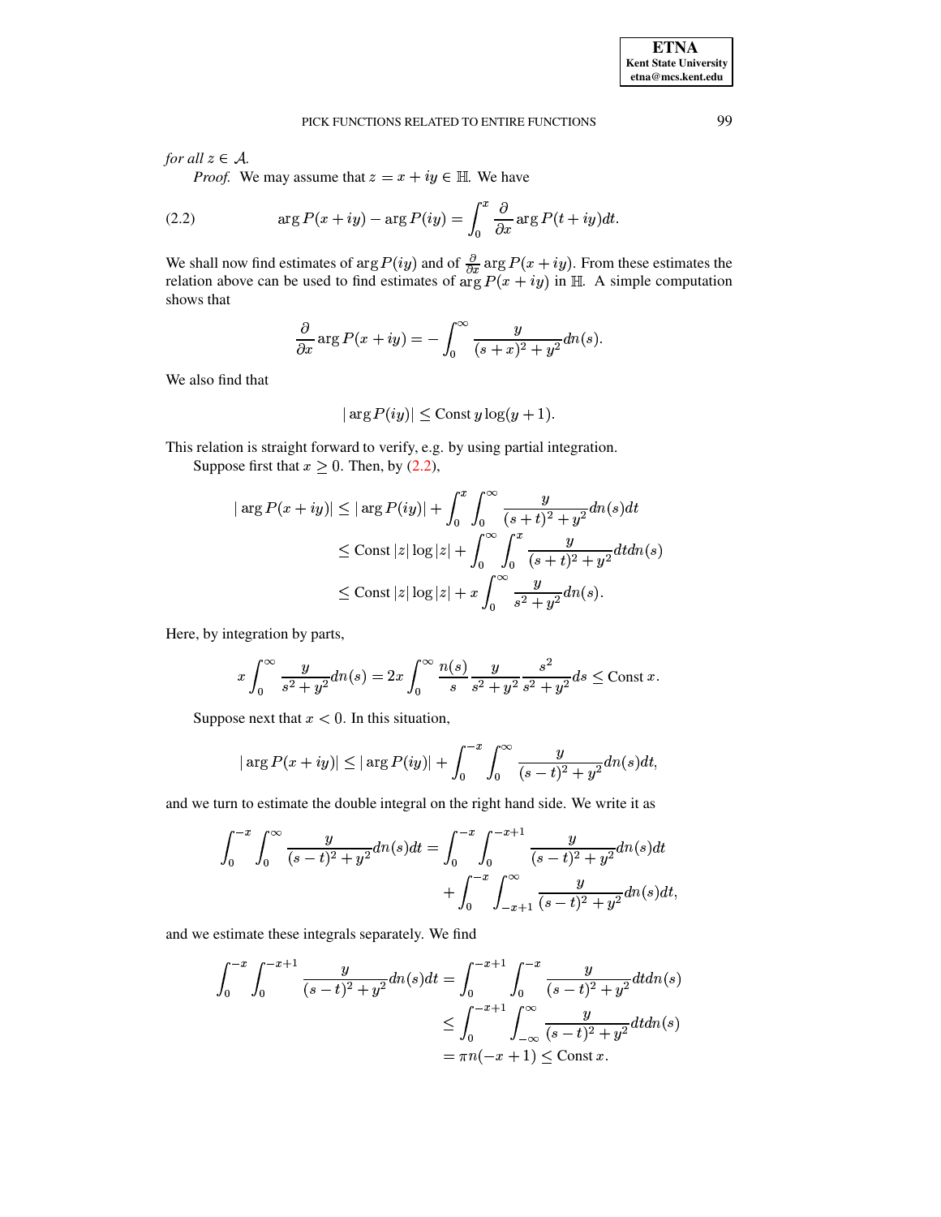*for all* $z \in \mathcal{A}$.

*Proof.* We may assume that $z = x + iy \in \mathbb{H}$. We have

$$\arg P(x+iy) - \arg P(iy) = \int_0^x \frac{\partial}{\partial x} \arg P(t+iy) dt. \tag{2.2}$$

We shall now find estimates of $\arg P(iy)$ and of $\frac{\partial}{\partial x} \arg P(x+iy)$. From these estimates the relation above can be used to find estimates of $\arg P(x+iy)$ in $\mathbb{H}$. A simple computation shows that

$$\frac{\partial}{\partial x} \arg P(x+iy) = -\int_0^\infty \frac{y}{(s+x)^2+y^2} dn(s).$$

We also find that

$$|\arg P(iy)| \leq \text{Const}\, y \log(y+1).$$

This relation is straight forward to verify, e.g. by using partial integration.

Suppose first that $x \geq 0$. Then, by (2.2),

$$\begin{aligned}
|\arg P(x+iy)| &\leq |\arg P(iy)| + \int_0^x \int_0^\infty \frac{y}{(s+t)^2+y^2} dn(s) dt \\
&\leq \text{Const}\, |z| \log |z| + \int_0^\infty \int_0^x \frac{y}{(s+t)^2+y^2} dt dn(s) \\
&\leq \text{Const}\, |z| \log |z| + x \int_0^\infty \frac{y}{s^2+y^2} dn(s).
\end{aligned}$$

Here, by integration by parts,

$$x \int_0^\infty \frac{y}{s^2+y^2} dn(s) = 2x \int_0^\infty \frac{n(s)}{s} \frac{y}{s^2+y^2} \frac{s^2}{s^2+y^2} ds \leq \text{Const}\, x.$$

Suppose next that $x < 0$. In this situation,

$$|\arg P(x+iy)| \leq |\arg P(iy)| + \int_0^{-x} \int_0^\infty \frac{y}{(s-t)^2+y^2} dn(s) dt,$$

and we turn to estimate the double integral on the right hand side. We write it as

$$\begin{aligned}
\int_0^{-x} \int_0^\infty \frac{y}{(s-t)^2+y^2} dn(s) dt &= \int_0^{-x} \int_0^{-x+1} \frac{y}{(s-t)^2+y^2} dn(s) dt \\
&\quad + \int_0^{-x} \int_{-x+1}^\infty \frac{y}{(s-t)^2+y^2} dn(s) dt,
\end{aligned}$$

and we estimate these integrals separately. We find

$$\begin{aligned}
\int_0^{-x} \int_0^{-x+1} \frac{y}{(s-t)^2+y^2} dn(s) dt &= \int_0^{-x+1} \int_0^{-x} \frac{y}{(s-t)^2+y^2} dt dn(s) \\
&\leq \int_0^{-x+1} \int_{-\infty}^\infty \frac{y}{(s-t)^2+y^2} dt dn(s) \\
&= \pi n(-x+1) \leq \text{Const}\, x.
\end{aligned}$$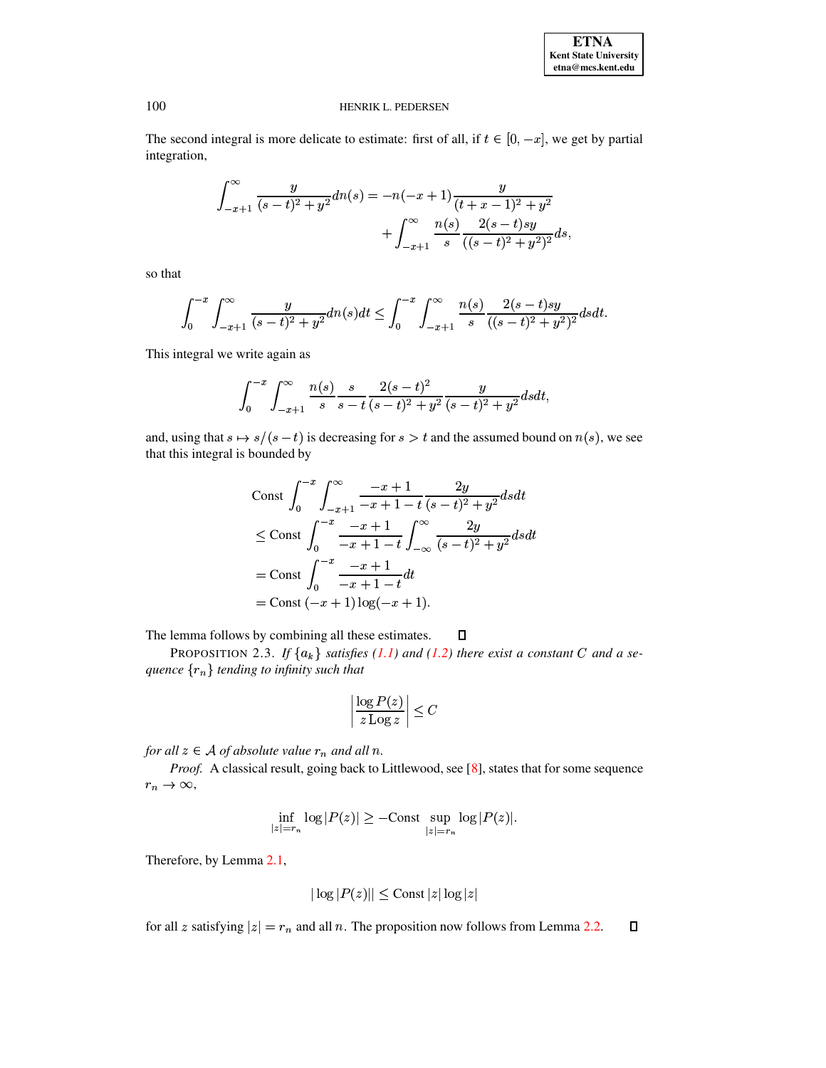The second integral is more delicate to estimate: first of all, if $t \in [0, -x]$, we get by partial integration,

$$\int_{-x+1}^{\infty} \frac{y}{(s-t)^2+y^2} dn(s) = -n(-x+1)\frac{y}{(t+x-1)^2+y^2} + \int_{-x+1}^{\infty} \frac{n(s)}{s} \frac{2(s-t)sy}{((s-t)^2+y^2)^2} ds,$$

so that

$$\int_0^{-x} \int_{-x+1}^{\infty} \frac{y}{(s-t)^2+y^2} dn(s) dt \le \int_0^{-x} \int_{-x+1}^{\infty} \frac{n(s)}{s} \frac{2(s-t)sy}{((s-t)^2+y^2)^2} ds dt.$$

This integral we write again as

$$\int_0^{-x} \int_{-x+1}^{\infty} \frac{n(s)}{s} \frac{s}{s-t} \frac{2(s-t)^2}{(s-t)^2+y^2} \frac{y}{(s-t)^2+y^2} ds dt,$$

and, using that $s \mapsto s/(s-t)$ is decreasing for $s > t$ and the assumed bound on $n(s)$, we see that this integral is bounded by

$$\begin{aligned}
&\text{Const} \int_0^{-x} \int_{-x+1}^{\infty} \frac{-x+1}{-x+1-t} \frac{2y}{(s-t)^2+y^2} ds dt \\
&\le \text{Const} \int_0^{-x} \frac{-x+1}{-x+1-t} \int_{-\infty}^{\infty} \frac{2y}{(s-t)^2+y^2} ds dt \\
&= \text{Const} \int_0^{-x} \frac{-x+1}{-x+1-t} dt \\
&= \text{Const}\, (-x+1)\log(-x+1).
\end{aligned}$$

The lemma follows by combining all these estimates. ◻

PROPOSITION 2.3. *If $\{a_k\}$ satisfies (1.1) and (1.2) there exist a constant $C$ and a sequence $\{r_n\}$ tending to infinity such that*

$$\left| \frac{\log P(z)}{z \operatorname{Log} z} \right| \le C$$

*for all $z \in \mathcal{A}$ of absolute value $r_n$ and all $n$.*

*Proof.* A classical result, going back to Littlewood, see [8], states that for some sequence $r_n \to \infty$,

$$\inf_{|z|=r_n} \log|P(z)| \ge -\text{Const} \sup_{|z|=r_n} \log|P(z)|.$$

Therefore, by Lemma 2.1,

$$|\log|P(z)|| \le \text{Const}\, |z| \log|z|$$

for all $z$ satisfying $|z| = r_n$ and all $n$. The proposition now follows from Lemma 2.2. ◻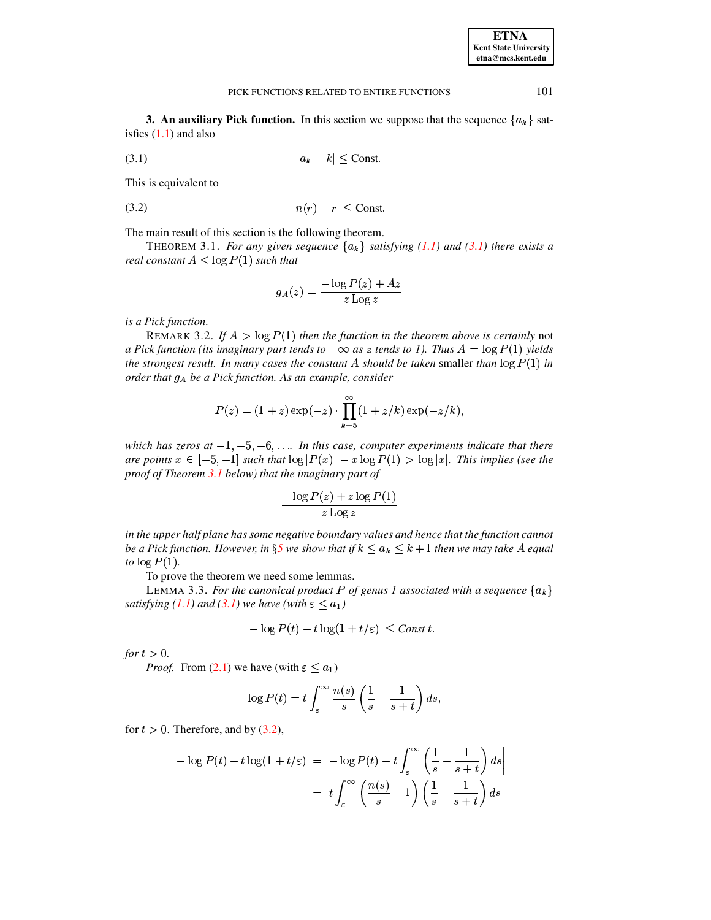## 3. An auxiliary Pick function.

In this section we suppose that the sequence $\{a_k\}$ satisfies (1.1) and also

$$|a_k - k| \leq \text{Const.} \tag{3.1}$$

This is equivalent to

$$|n(r) - r| \leq \text{Const.} \tag{3.2}$$

The main result of this section is the following theorem.

THEOREM 3.1. *For any given sequence $\{a_k\}$ satisfying (1.1) and (3.1) there exists a real constant $A \leq \log P(1)$ such that*

$$g_A(z) = \frac{-\log P(z) + Az}{z \operatorname{Log} z}$$

*is a Pick function.*

REMARK 3.2. *If $A > \log P(1)$ then the function in the theorem above is certainly* not *a Pick function (its imaginary part tends to $-\infty$ as $z$ tends to 1). Thus $A = \log P(1)$ yields the strongest result. In many cases the constant $A$ should be taken* smaller *than $\log P(1)$ in order that $g_A$ be a Pick function. As an example, consider*

$$P(z) = (1+z)\exp(-z) \cdot \prod_{k=5}^{\infty}(1+z/k)\exp(-z/k),$$

*which has zeros at $-1, -5, -6, \ldots$. In this case, computer experiments indicate that there are points $x \in [-5, -1]$ such that $\log|P(x)| - x\log P(1) > \log|x|$. This implies (see the proof of Theorem 3.1 below) that the imaginary part of*

$$\frac{-\log P(z) + z\log P(1)}{z \operatorname{Log} z}$$

*in the upper half plane has some negative boundary values and hence that the function cannot be a Pick function. However, in §5 we show that if $k \leq a_k \leq k+1$ then we may take $A$ equal to $\log P(1)$.*

To prove the theorem we need some lemmas.

LEMMA 3.3. *For the canonical product $P$ of genus 1 associated with a sequence $\{a_k\}$ satisfying (1.1) and (3.1) we have (with $\varepsilon \leq a_1$)*

$$|-\log P(t) - t\log(1+t/\varepsilon)| \leq \textit{Const}\, t.$$

*for $t > 0$.*

*Proof.* From (2.1) we have (with $\varepsilon \leq a_1$)

$$-\log P(t) = t\int_{\varepsilon}^{\infty} \frac{n(s)}{s}\left(\frac{1}{s} - \frac{1}{s+t}\right) ds,$$

for $t > 0$. Therefore, and by (3.2),

$$\begin{aligned}
|-\log P(t) - t\log(1+t/\varepsilon)| &= \left|-\log P(t) - t\int_{\varepsilon}^{\infty}\left(\frac{1}{s} - \frac{1}{s+t}\right) ds\right| \\
&= \left|t\int_{\varepsilon}^{\infty}\left(\frac{n(s)}{s} - 1\right)\left(\frac{1}{s} - \frac{1}{s+t}\right) ds\right|
\end{aligned}$$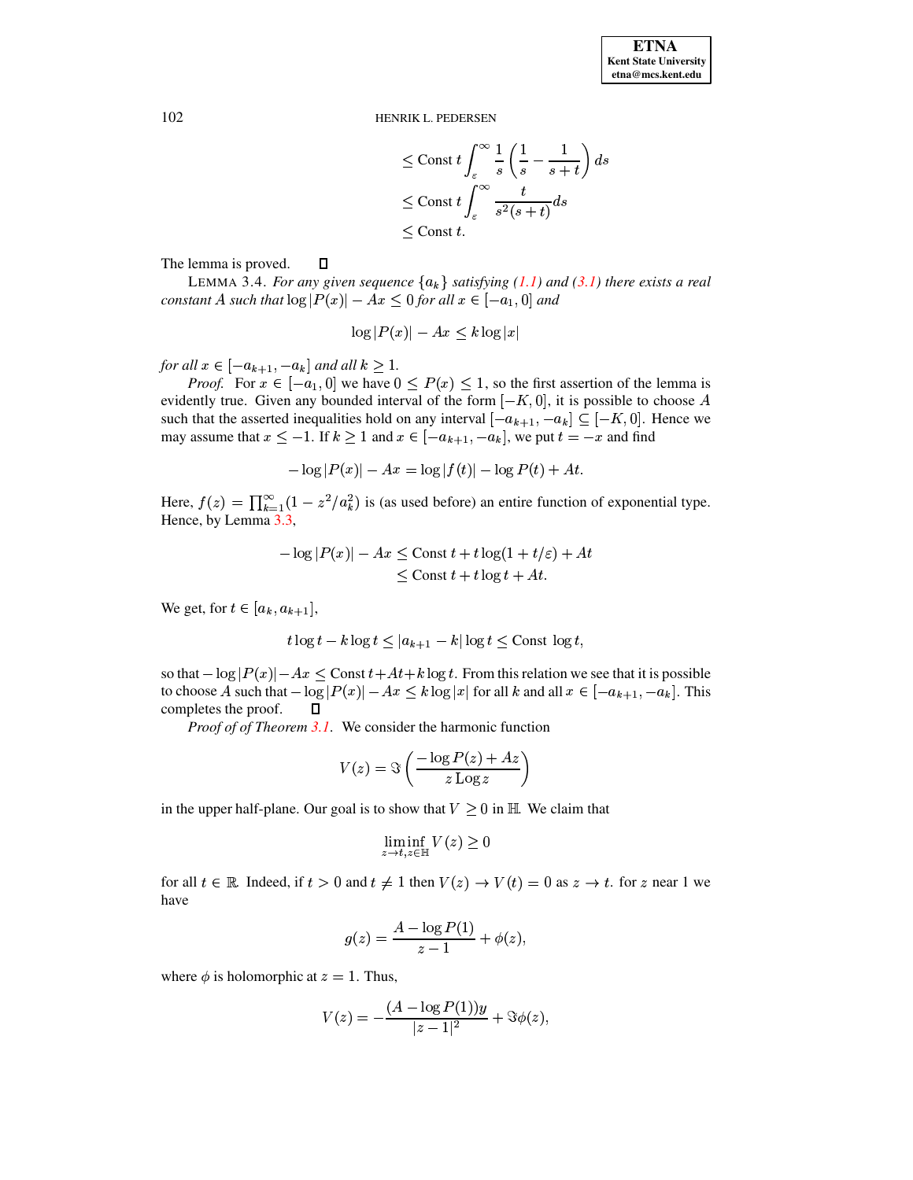$$\leq \text{Const}\; t \int_{\varepsilon}^{\infty} \frac{1}{s}\left(\frac{1}{s}-\frac{1}{s+t}\right) ds$$
$$\leq \text{Const}\; t \int_{\varepsilon}^{\infty} \frac{t}{s^2(s+t)} ds$$
$$\leq \text{Const}\; t.$$

The lemma is proved. ☐

LEMMA 3.4. *For any given sequence $\{a_k\}$ satisfying (1.1) and (3.1) there exists a real constant $A$ such that $\log|P(x)| - Ax \leq 0$ for all $x \in [-a_1, 0]$ and*

$$\log|P(x)| - Ax \leq k \log|x|$$

*for all $x \in [-a_{k+1}, -a_k]$ and all $k \geq 1$.*

*Proof.* For $x \in [-a_1, 0]$ we have $0 \leq P(x) \leq 1$, so the first assertion of the lemma is evidently true. Given any bounded interval of the form $[-K, 0]$, it is possible to choose $A$ such that the asserted inequalities hold on any interval $[-a_{k+1}, -a_k] \subseteq [-K, 0]$. Hence we may assume that $x \leq -1$. If $k \geq 1$ and $x \in [-a_{k+1}, -a_k]$, we put $t = -x$ and find

$$-\log|P(x)| - Ax = \log|f(t)| - \log P(t) + At.$$

Here, $f(z) = \prod_{k=1}^{\infty}(1 - z^2/a_k^2)$ is (as used before) an entire function of exponential type. Hence, by Lemma 3.3,

$$-\log|P(x)| - Ax \leq \text{Const}\; t + t\log(1 + t/\varepsilon) + At$$
$$\leq \text{Const}\; t + t\log t + At.$$

We get, for $t \in [a_k, a_{k+1}]$,

$$t\log t - k\log t \leq |a_{k+1} - k| \log t \leq \text{Const}\; \log t,$$

so that $-\log|P(x)| - Ax \leq \text{Const}\; t + At + k\log t$. From this relation we see that it is possible to choose $A$ such that $-\log|P(x)| - Ax \leq k\log|x|$ for all $k$ and all $x \in [-a_{k+1}, -a_k]$. This completes the proof. ☐

*Proof of of Theorem 3.1.* We consider the harmonic function

$$V(z) = \Im\left(\frac{-\log P(z) + Az}{z\,\text{Log}\, z}\right)$$

in the upper half-plane. Our goal is to show that $V \geq 0$ in $\mathbb{H}$. We claim that

$$\liminf_{z \to t, z \in \mathbb{H}} V(z) \geq 0$$

for all $t \in \mathbb{R}$. Indeed, if $t > 0$ and $t \neq 1$ then $V(z) \to V(t) = 0$ as $z \to t$. for $z$ near 1 we have

$$g(z) = \frac{A - \log P(1)}{z - 1} + \phi(z),$$

where $\phi$ is holomorphic at $z = 1$. Thus,

$$V(z) = -\frac{(A - \log P(1))y}{|z-1|^2} + \Im\phi(z),$$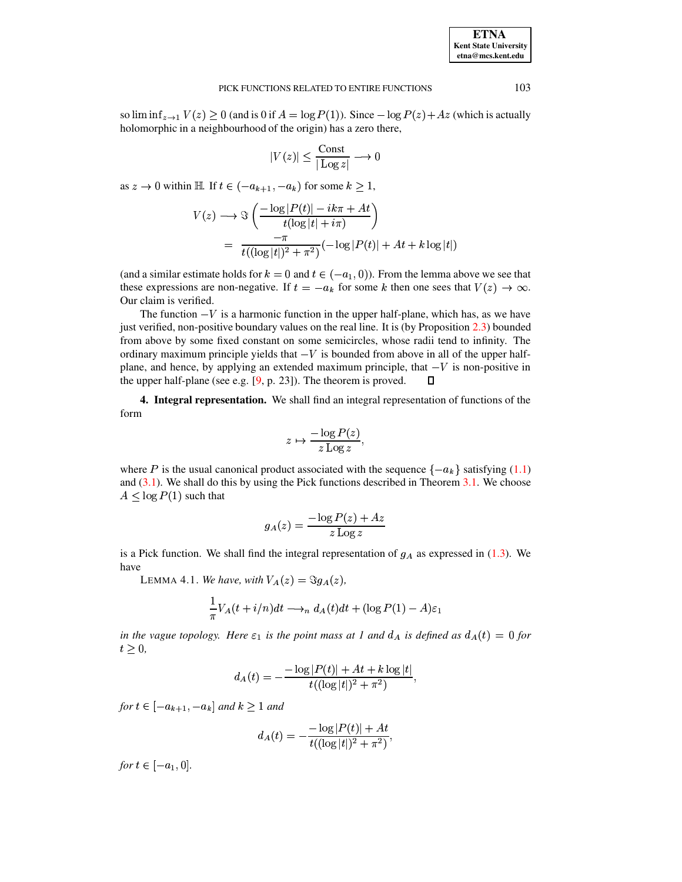so $\liminf_{z\to 1} V(z) \geq 0$ (and is 0 if $A = \log P(1)$). Since $-\log P(z) + Az$ (which is actually holomorphic in a neighbourhood of the origin) has a zero there,

$$|V(z)| \leq \frac{\text{Const}}{|\operatorname{Log} z|} \longrightarrow 0$$

as $z \to 0$ within $\mathbb{H}$. If $t \in (-a_{k+1}, -a_k)$ for some $k \geq 1$,

$$\begin{aligned} V(z) &\longrightarrow \Im\left(\frac{-\log|P(t)| - ik\pi + At}{t(\log|t| + i\pi)}\right) \\ &= \frac{-\pi}{t((\log|t|)^2 + \pi^2)}(-\log|P(t)| + At + k\log|t|) \end{aligned}$$

(and a similar estimate holds for $k = 0$ and $t \in (-a_1, 0)$). From the lemma above we see that these expressions are non-negative. If $t = -a_k$ for some $k$ then one sees that $V(z) \to \infty$. Our claim is verified.

The function $-V$ is a harmonic function in the upper half-plane, which has, as we have just verified, non-positive boundary values on the real line. It is (by Proposition 2.3) bounded from above by some fixed constant on some semicircles, whose radii tend to infinity. The ordinary maximum principle yields that $-V$ is bounded from above in all of the upper half-plane, and hence, by applying an extended maximum principle, that $-V$ is non-positive in the upper half-plane (see e.g. [9, p. 23]). The theorem is proved. ◻

**4. Integral representation.** We shall find an integral representation of functions of the form

$$z \mapsto \frac{-\log P(z)}{z \operatorname{Log} z},$$

where $P$ is the usual canonical product associated with the sequence $\{-a_k\}$ satisfying (1.1) and (3.1). We shall do this by using the Pick functions described in Theorem 3.1. We choose $A \leq \log P(1)$ such that

$$g_A(z) = \frac{-\log P(z) + Az}{z \operatorname{Log} z}$$

is a Pick function. We shall find the integral representation of $g_A$ as expressed in (1.3). We have

LEMMA 4.1. *We have, with $V_A(z) = \Im g_A(z)$,*

$$\frac{1}{\pi} V_A(t + i/n)dt \longrightarrow_n d_A(t)dt + (\log P(1) - A)\varepsilon_1$$

*in the vague topology. Here $\varepsilon_1$ is the point mass at 1 and $d_A$ is defined as $d_A(t) = 0$ for $t \geq 0$,*

$$d_A(t) = -\frac{-\log|P(t)| + At + k\log|t|}{t((\log|t|)^2 + \pi^2)},$$

*for $t \in [-a_{k+1}, -a_k]$ and $k \geq 1$ and*

$$d_A(t) = -\frac{-\log|P(t)| + At}{t((\log|t|)^2 + \pi^2)},$$

*for $t \in [-a_1, 0]$.*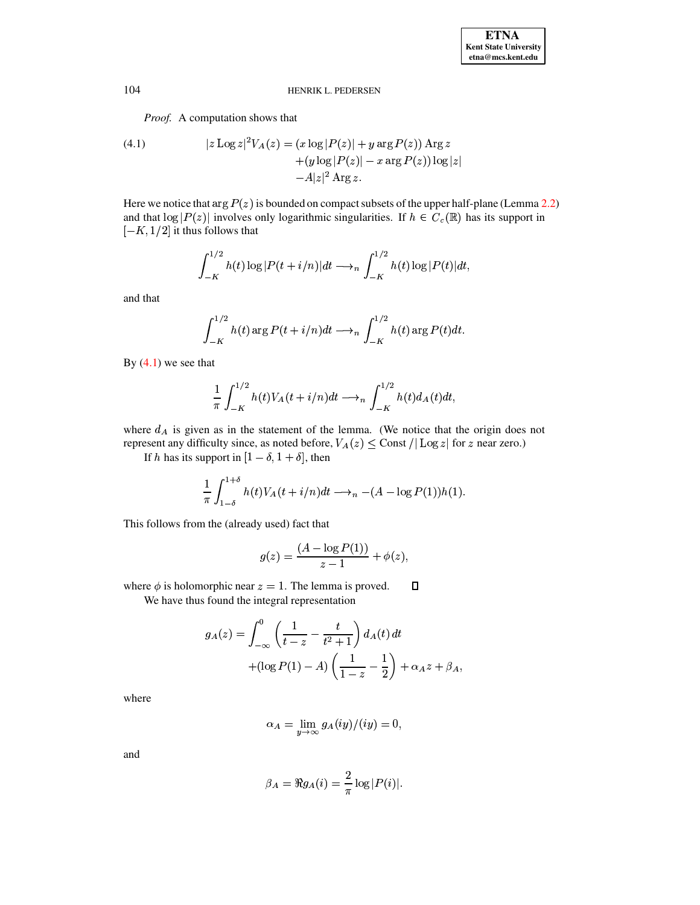*Proof.* A computation shows that

$$
\begin{aligned}
|z \operatorname{Log} z|^2 V_A(z) = &(x \log|P(z)| + y \arg P(z)) \operatorname{Arg} z \\
&+(y \log|P(z)| - x \arg P(z)) \log|z| \\
&-A|z|^2 \operatorname{Arg} z.
\end{aligned}
\tag{4.1}
$$

Here we notice that $\arg P(z)$ is bounded on compact subsets of the upper half-plane (Lemma 2.2) and that $\log|P(z)|$ involves only logarithmic singularities. If $h \in C_c(\mathbb{R})$ has its support in $[-K, 1/2]$ it thus follows that

$$
\int_{-K}^{1/2} h(t) \log|P(t+i/n)| dt \longrightarrow_n \int_{-K}^{1/2} h(t) \log|P(t)| dt,
$$

and that

$$
\int_{-K}^{1/2} h(t) \arg P(t+i/n) dt \longrightarrow_n \int_{-K}^{1/2} h(t) \arg P(t) dt.
$$

By (4.1) we see that

$$
\frac{1}{\pi} \int_{-K}^{1/2} h(t) V_A(t+i/n) dt \longrightarrow_n \int_{-K}^{1/2} h(t) d_A(t) dt,
$$

where $d_A$ is given as in the statement of the lemma. (We notice that the origin does not represent any difficulty since, as noted before, $V_A(z) \leq \text{Const}\,/|\operatorname{Log} z|$ for $z$ near zero.)

If $h$ has its support in $[1-\delta, 1+\delta]$, then

$$
\frac{1}{\pi} \int_{1-\delta}^{1+\delta} h(t) V_A(t+i/n) dt \longrightarrow_n -(A - \log P(1)) h(1).
$$

This follows from the (already used) fact that

$$
g(z) = \frac{(A - \log P(1))}{z-1} + \phi(z),
$$

where $\phi$ is holomorphic near $z=1$. The lemma is proved. $\square$

We have thus found the integral representation

$$
\begin{aligned}
g_A(z) = &\int_{-\infty}^{0} \left( \frac{1}{t-z} - \frac{t}{t^2+1} \right) d_A(t)\, dt \\
&+(\log P(1) - A) \left( \frac{1}{1-z} - \frac{1}{2} \right) + \alpha_A z + \beta_A,
\end{aligned}
$$

where

$$
\alpha_A = \lim_{y \to \infty} g_A(iy)/(iy) = 0,
$$

and

$$
\beta_A = \Re g_A(i) = \frac{2}{\pi} \log|P(i)|.
$$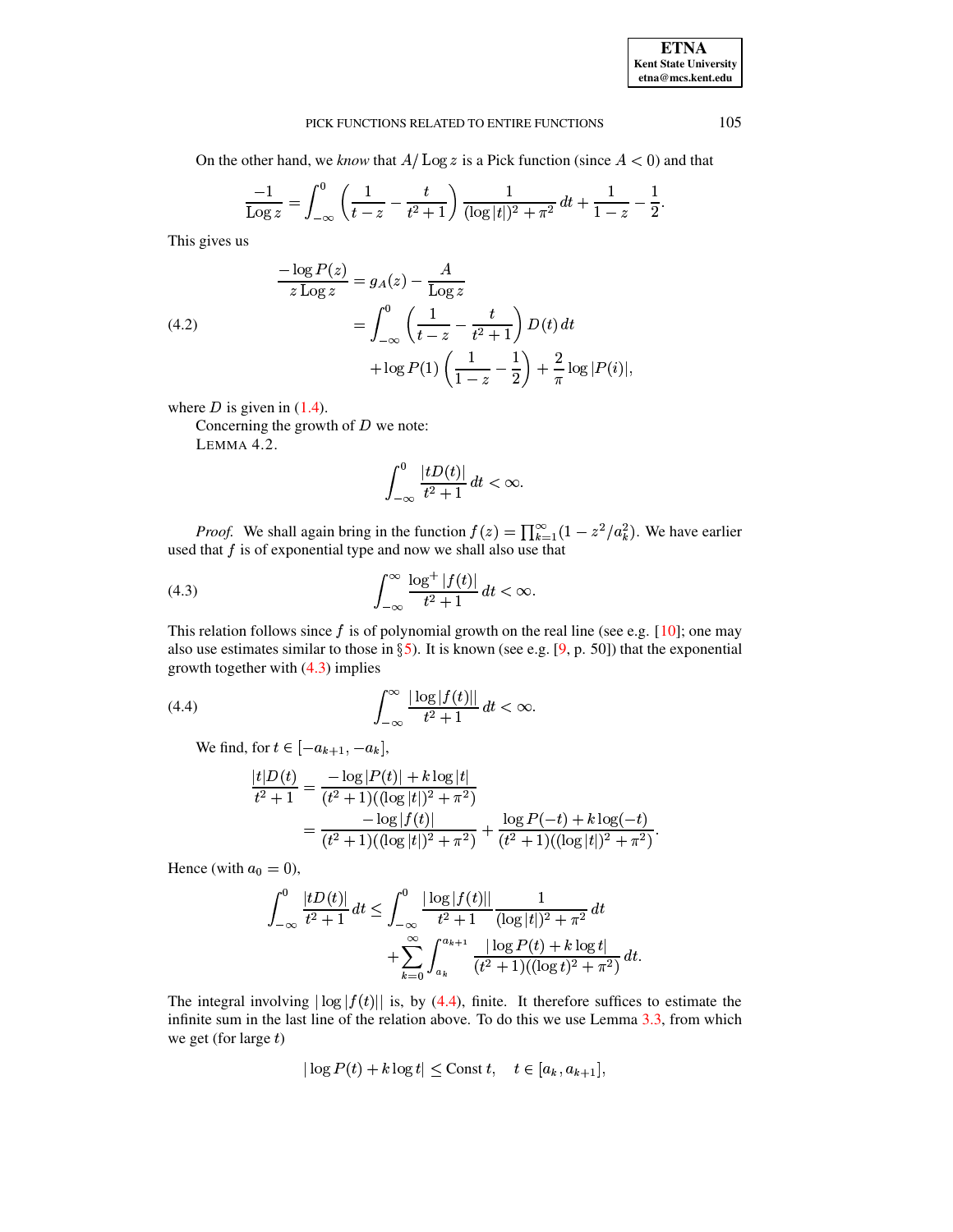On the other hand, we *know* that $A/\operatorname{Log} z$ is a Pick function (since $A<0$) and that

$$\frac{-1}{\operatorname{Log} z}=\int_{-\infty}^{0}\left(\frac{1}{t-z}-\frac{t}{t^2+1}\right)\frac{1}{(\log|t|)^2+\pi^2}\,dt+\frac{1}{1-z}-\frac{1}{2}.$$

This gives us

$$\begin{aligned}\frac{-\log P(z)}{z\operatorname{Log} z}&=g_A(z)-\frac{A}{\operatorname{Log} z}\\ &=\int_{-\infty}^{0}\left(\frac{1}{t-z}-\frac{t}{t^2+1}\right)D(t)\,dt\\ &\quad+\log P(1)\left(\frac{1}{1-z}-\frac{1}{2}\right)+\frac{2}{\pi}\log|P(i)|,\end{aligned}\tag{4.2}$$

where $D$ is given in (1.4).

Concerning the growth of $D$ we note:

LEMMA 4.2.

$$\int_{-\infty}^{0}\frac{|tD(t)|}{t^2+1}\,dt<\infty.$$

*Proof.* We shall again bring in the function $f(z)=\prod_{k=1}^{\infty}(1-z^2/a_k^2)$. We have earlier used that $f$ is of exponential type and now we shall also use that

$$\int_{-\infty}^{\infty}\frac{\log^+|f(t)|}{t^2+1}\,dt<\infty.\tag{4.3}$$

This relation follows since $f$ is of polynomial growth on the real line (see e.g. [10]; one may also use estimates similar to those in §5). It is known (see e.g. [9, p. 50]) that the exponential growth together with (4.3) implies

$$\int_{-\infty}^{\infty}\frac{|\log|f(t)||}{t^2+1}\,dt<\infty.\tag{4.4}$$

We find, for $t\in[-a_{k+1},-a_k]$,

$$\begin{aligned}\frac{|t|D(t)}{t^2+1}&=\frac{-\log|P(t)|+k\log|t|}{(t^2+1)((\log|t|)^2+\pi^2)}\\ &=\frac{-\log|f(t)|}{(t^2+1)((\log|t|)^2+\pi^2)}+\frac{\log P(-t)+k\log(-t)}{(t^2+1)((\log|t|)^2+\pi^2)}.\end{aligned}$$

Hence (with $a_0=0$),

$$\begin{aligned}\int_{-\infty}^{0}\frac{|tD(t)|}{t^2+1}\,dt&\le\int_{-\infty}^{0}\frac{|\log|f(t)||}{t^2+1}\frac{1}{(\log|t|)^2+\pi^2}\,dt\\ &\quad+\sum_{k=0}^{\infty}\int_{a_k}^{a_{k+1}}\frac{|\log P(t)+k\log t|}{(t^2+1)((\log t)^2+\pi^2)}\,dt.\end{aligned}$$

The integral involving $|\log|f(t)||$ is, by (4.4), finite. It therefore suffices to estimate the infinite sum in the last line of the relation above. To do this we use Lemma 3.3, from which we get (for large $t$)

$$|\log P(t)+k\log t|\le\text{Const}\,t,\quad t\in[a_k,a_{k+1}],$$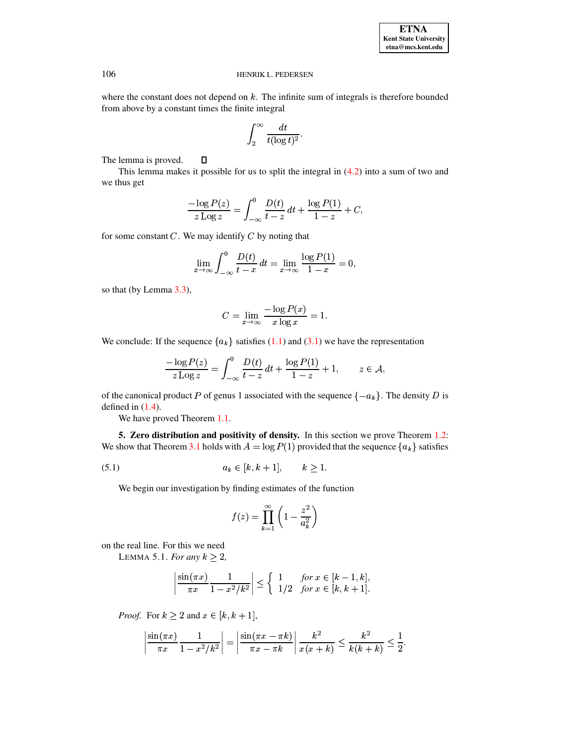where the constant does not depend on $k$. The infinite sum of integrals is therefore bounded from above by a constant times the finite integral

$$\int_2^\infty \frac{dt}{t(\log t)^2}.$$

The lemma is proved. $\square$

This lemma makes it possible for us to split the integral in (4.2) into a sum of two and we thus get

$$\frac{-\log P(z)}{z\,\mathrm{Log}\, z} = \int_{-\infty}^0 \frac{D(t)}{t-z}\,dt + \frac{\log P(1)}{1-z} + C,$$

for some constant $C$. We may identify $C$ by noting that

$$\lim_{x\to\infty} \int_{-\infty}^0 \frac{D(t)}{t-x}\,dt = \lim_{x\to\infty} \frac{\log P(1)}{1-x} = 0,$$

so that (by Lemma 3.3),

$$C = \lim_{x\to\infty} \frac{-\log P(x)}{x\log x} = 1.$$

We conclude: If the sequence $\{a_k\}$ satisfies (1.1) and (3.1) we have the representation

$$\frac{-\log P(z)}{z\,\mathrm{Log}\, z} = \int_{-\infty}^0 \frac{D(t)}{t-z}\,dt + \frac{\log P(1)}{1-z} + 1, \qquad z\in\mathcal{A},$$

of the canonical product $P$ of genus 1 associated with the sequence $\{-a_k\}$. The density $D$ is defined in (1.4).

We have proved Theorem 1.1.

**5. Zero distribution and positivity of density.** In this section we prove Theorem 1.2: We show that Theorem 3.1 holds with $A = \log P(1)$ provided that the sequence $\{a_k\}$ satisfies

$$a_k \in [k, k+1], \qquad k \geq 1. \tag{5.1}$$

We begin our investigation by finding estimates of the function

$$f(z) = \prod_{k=1}^\infty \left(1 - \frac{z^2}{a_k^2}\right)$$

on the real line. For this we need

LEMMA 5.1. *For any $k \geq 2$,*

$$\left|\frac{\sin(\pi x)}{\pi x}\frac{1}{1-x^2/k^2}\right| \leq \begin{cases} 1 & \textit{for } x\in[k-1,k], \\ 1/2 & \textit{for } x\in[k,k+1]. \end{cases}$$

*Proof.* For $k\geq 2$ and $x\in[k,k+1]$,

$$\left|\frac{\sin(\pi x)}{\pi x}\frac{1}{1-x^2/k^2}\right| = \left|\frac{\sin(\pi x - \pi k)}{\pi x - \pi k}\right| \frac{k^2}{x(x+k)} \leq \frac{k^2}{k(k+k)} \leq \frac{1}{2}.$$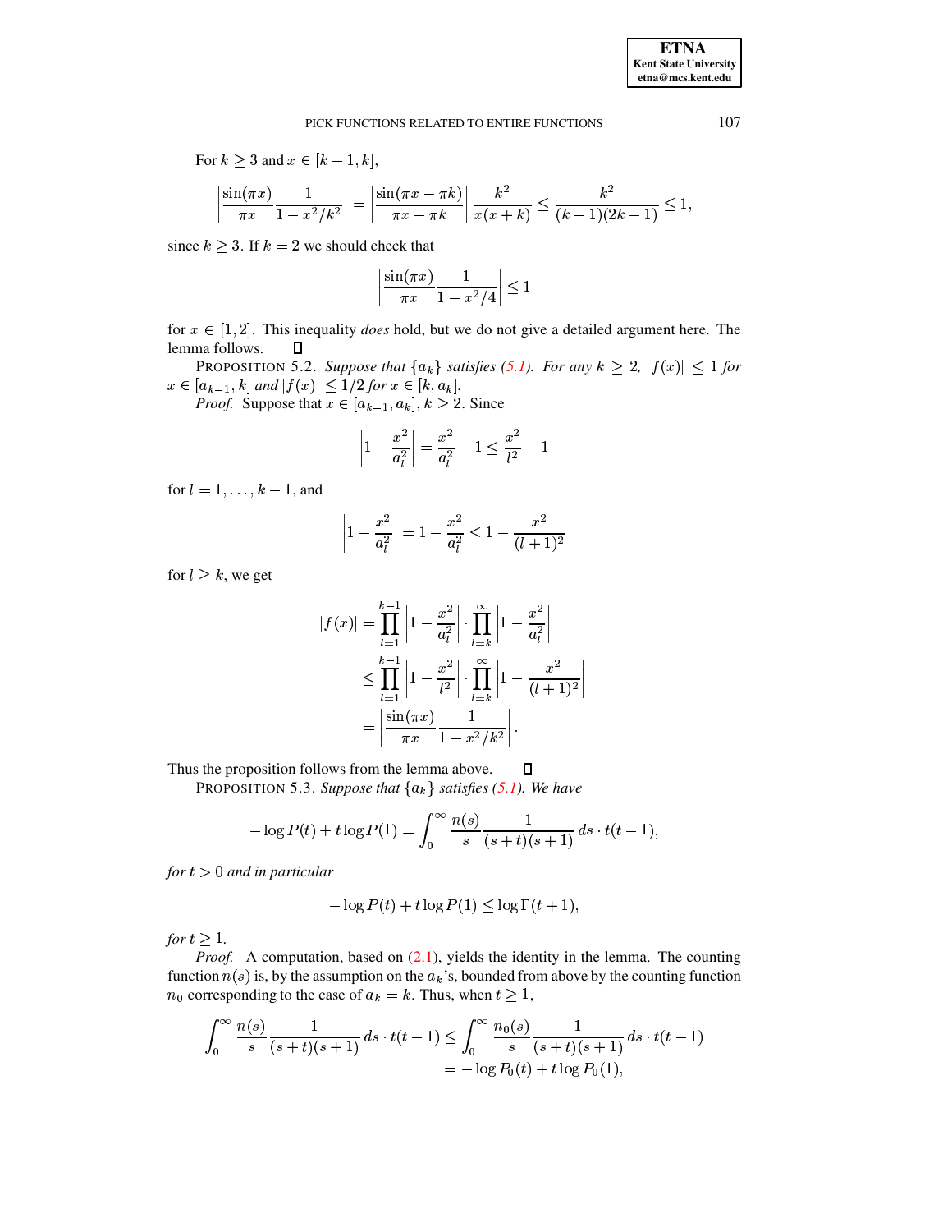For $k \geq 3$ and $x \in [k-1, k]$,

$$\left|\frac{\sin(\pi x)}{\pi x}\frac{1}{1-x^2/k^2}\right| = \left|\frac{\sin(\pi x - \pi k)}{\pi x - \pi k}\right| \frac{k^2}{x(x+k)} \leq \frac{k^2}{(k-1)(2k-1)} \leq 1,$$

since $k \geq 3$. If $k = 2$ we should check that

$$\left|\frac{\sin(\pi x)}{\pi x}\frac{1}{1-x^2/4}\right| \leq 1$$

for $x \in [1, 2]$. This inequality *does* hold, but we do not give a detailed argument here. The lemma follows. ◻

PROPOSITION 5.2. *Suppose that $\{a_k\}$ satisfies (5.1). For any $k \geq 2$, $|f(x)| \leq 1$ for $x \in [a_{k-1}, k]$ and $|f(x)| \leq 1/2$ for $x \in [k, a_k]$.*

*Proof.* Suppose that $x \in [a_{k-1}, a_k]$, $k \geq 2$. Since

$$\left|1 - \frac{x^2}{a_l^2}\right| = \frac{x^2}{a_l^2} - 1 \leq \frac{x^2}{l^2} - 1$$

for $l = 1, \ldots, k-1$, and

$$\left|1 - \frac{x^2}{a_l^2}\right| = 1 - \frac{x^2}{a_l^2} \leq 1 - \frac{x^2}{(l+1)^2}$$

for $l \geq k$, we get

$$\begin{aligned}
|f(x)| &= \prod_{l=1}^{k-1}\left|1 - \frac{x^2}{a_l^2}\right| \cdot \prod_{l=k}^{\infty}\left|1 - \frac{x^2}{a_l^2}\right| \\
&\leq \prod_{l=1}^{k-1}\left|1 - \frac{x^2}{l^2}\right| \cdot \prod_{l=k}^{\infty}\left|1 - \frac{x^2}{(l+1)^2}\right| \\
&= \left|\frac{\sin(\pi x)}{\pi x}\frac{1}{1-x^2/k^2}\right|.
\end{aligned}$$

Thus the proposition follows from the lemma above. ◻

PROPOSITION 5.3. *Suppose that $\{a_k\}$ satisfies (5.1). We have*

$$-\log P(t) + t\log P(1) = \int_0^\infty \frac{n(s)}{s}\frac{1}{(s+t)(s+1)}\,ds \cdot t(t-1),$$

*for $t > 0$ and in particular*

$$-\log P(t) + t\log P(1) \leq \log\Gamma(t+1),$$

*for $t \geq 1$.*

*Proof.* A computation, based on (2.1), yields the identity in the lemma. The counting function $n(s)$ is, by the assumption on the $a_k$'s, bounded from above by the counting function $n_0$ corresponding to the case of $a_k = k$. Thus, when $t \geq 1$,

$$\begin{aligned}
\int_0^\infty \frac{n(s)}{s}\frac{1}{(s+t)(s+1)}\,ds \cdot t(t-1) &\leq \int_0^\infty \frac{n_0(s)}{s}\frac{1}{(s+t)(s+1)}\,ds \cdot t(t-1) \\
&= -\log P_0(t) + t\log P_0(1),
\end{aligned}$$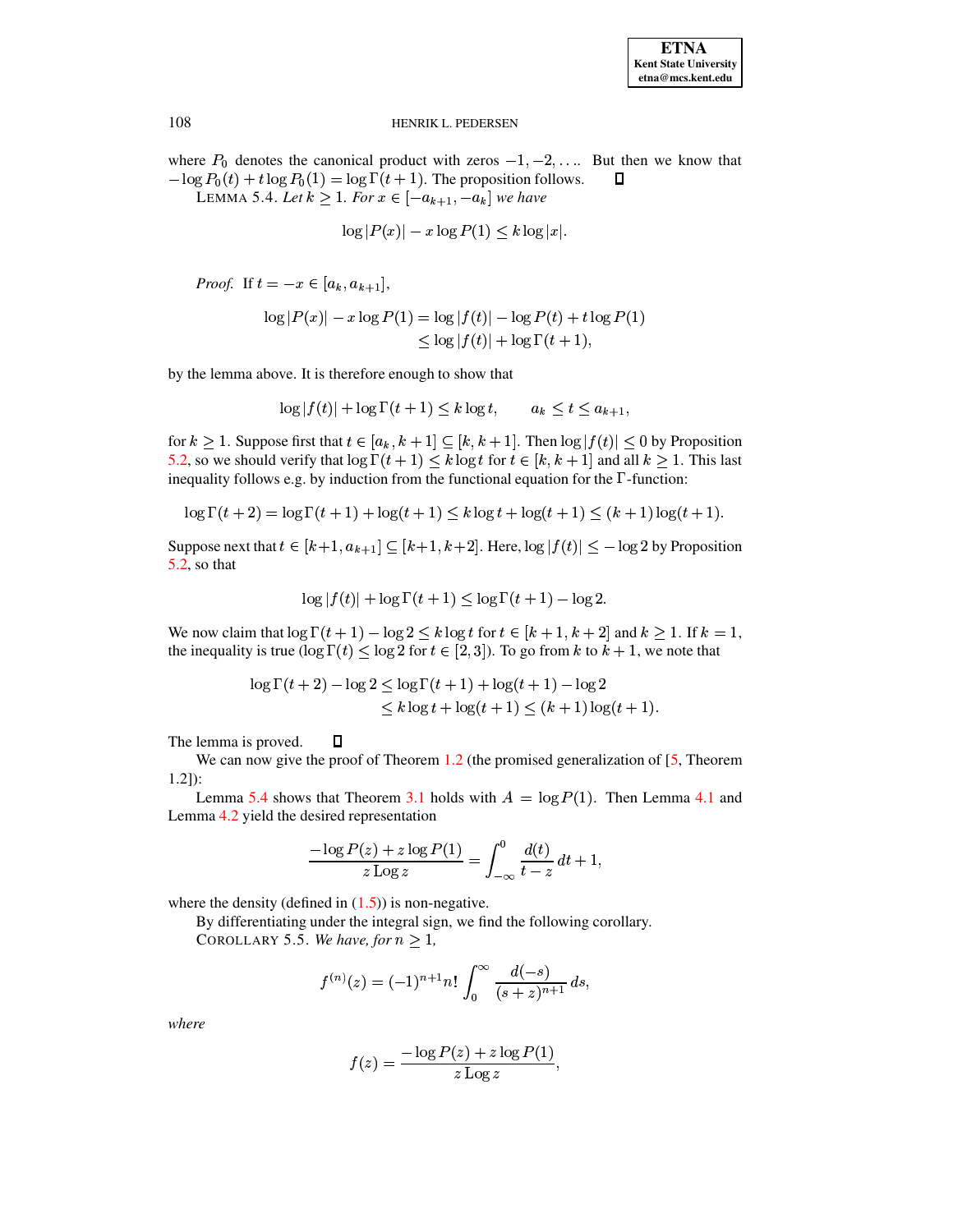where $P_0$ denotes the canonical product with zeros $-1, -2, \ldots$. But then we know that $-\log P_0(t) + t \log P_0(1) = \log \Gamma(t+1)$. The proposition follows. ∎

LEMMA 5.4. *Let $k \geq 1$. For $x \in [-a_{k+1}, -a_k]$ we have*

$$\log |P(x)| - x \log P(1) \leq k \log |x|.$$

*Proof.* If $t = -x \in [a_k, a_{k+1}]$,

$$\begin{aligned}\log |P(x)| - x \log P(1) &= \log |f(t)| - \log P(t) + t \log P(1) \\ &\leq \log |f(t)| + \log \Gamma(t+1),\end{aligned}$$

by the lemma above. It is therefore enough to show that

$$\log |f(t)| + \log \Gamma(t+1) \leq k \log t, \qquad a_k \leq t \leq a_{k+1},$$

for $k \geq 1$. Suppose first that $t \in [a_k, k+1] \subseteq [k, k+1]$. Then $\log |f(t)| \leq 0$ by Proposition 5.2, so we should verify that $\log \Gamma(t+1) \leq k \log t$ for $t \in [k, k+1]$ and all $k \geq 1$. This last inequality follows e.g. by induction from the functional equation for the $\Gamma$-function:

$$\log \Gamma(t+2) = \log \Gamma(t+1) + \log(t+1) \leq k \log t + \log(t+1) \leq (k+1) \log(t+1).$$

Suppose next that $t \in [k+1, a_{k+1}] \subseteq [k+1, k+2]$. Here, $\log |f(t)| \leq -\log 2$ by Proposition 5.2, so that

$$\log |f(t)| + \log \Gamma(t+1) \leq \log \Gamma(t+1) - \log 2.$$

We now claim that $\log \Gamma(t+1) - \log 2 \leq k \log t$ for $t \in [k+1, k+2]$ and $k \geq 1$. If $k = 1$, the inequality is true ($\log \Gamma(t) \leq \log 2$ for $t \in [2, 3]$). To go from $k$ to $k+1$, we note that

$$\begin{aligned}\log \Gamma(t+2) - \log 2 &\leq \log \Gamma(t+1) + \log(t+1) - \log 2 \\ &\leq k \log t + \log(t+1) \leq (k+1) \log(t+1).\end{aligned}$$

The lemma is proved. ∎

We can now give the proof of Theorem 1.2 (the promised generalization of [5, Theorem 1.2]):

Lemma 5.4 shows that Theorem 3.1 holds with $A = \log P(1)$. Then Lemma 4.1 and Lemma 4.2 yield the desired representation

$$\frac{-\log P(z) + z \log P(1)}{z \operatorname{Log} z} = \int_{-\infty}^{0} \frac{d(t)}{t - z}\, dt + 1,$$

where the density (defined in (1.5)) is non-negative.

By differentiating under the integral sign, we find the following corollary.

COROLLARY 5.5. *We have, for $n \geq 1$,*

$$f^{(n)}(z) = (-1)^{n+1} n! \int_{0}^{\infty} \frac{d(-s)}{(s+z)^{n+1}}\, ds,$$

*where*

$$f(z) = \frac{-\log P(z) + z \log P(1)}{z \operatorname{Log} z},$$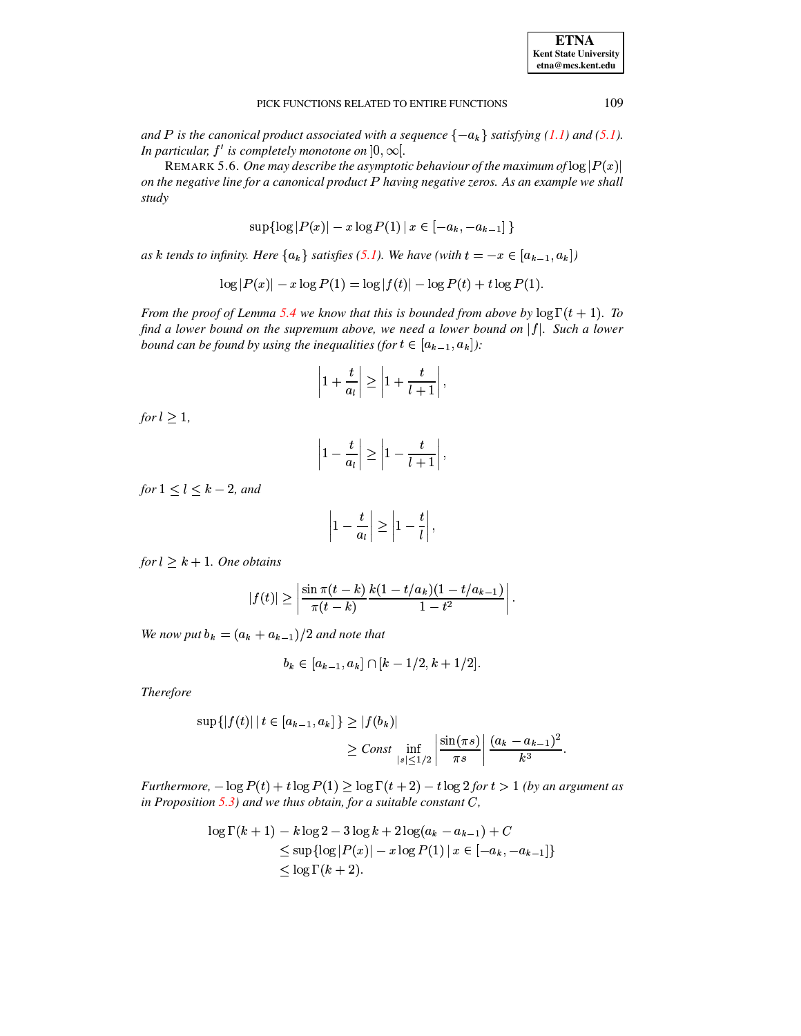*and $P$ is the canonical product associated with a sequence $\{-a_k\}$ satisfying (1.1) and (5.1). In particular, $f'$ is completely monotone on $]0,\infty[$.*

REMARK 5.6. *One may describe the asymptotic behaviour of the maximum of $\log|P(x)|$ on the negative line for a canonical product $P$ having negative zeros. As an example we shall study*

$$\sup\{\log|P(x)| - x\log P(1) \,|\, x \in [-a_k, -a_{k-1}]\,\}$$

*as $k$ tends to infinity. Here $\{a_k\}$ satisfies (5.1). We have (with $t = -x \in [a_{k-1}, a_k]$)*

$$\log|P(x)| - x\log P(1) = \log|f(t)| - \log P(t) + t\log P(1).$$

*From the proof of Lemma 5.4 we know that this is bounded from above by $\log\Gamma(t+1)$. To find a lower bound on the supremum above, we need a lower bound on $|f|$. Such a lower bound can be found by using the inequalities (for $t \in [a_{k-1}, a_k]$):*

$$\left|1 + \frac{t}{a_l}\right| \geq \left|1 + \frac{t}{l+1}\right|,$$

*for $l \geq 1$,*

$$\left|1 - \frac{t}{a_l}\right| \geq \left|1 - \frac{t}{l+1}\right|,$$

*for $1 \leq l \leq k-2$, and*

$$\left|1 - \frac{t}{a_l}\right| \geq \left|1 - \frac{t}{l}\right|,$$

*for $l \geq k+1$. One obtains*

$$|f(t)| \geq \left|\frac{\sin\pi(t-k)}{\pi(t-k)}\frac{k(1-t/a_k)(1-t/a_{k-1})}{1-t^2}\right|.$$

*We now put $b_k = (a_k + a_{k-1})/2$ and note that*

$$b_k \in [a_{k-1}, a_k] \cap [k - 1/2, k + 1/2].$$

*Therefore*

$$\begin{aligned}\sup\{|f(t)| \,|\, t \in [a_{k-1}, a_k]\,\} &\geq |f(b_k)| \\ &\geq Const \inf_{|s|\leq 1/2}\left|\frac{\sin(\pi s)}{\pi s}\right| \frac{(a_k - a_{k-1})^2}{k^3}.\end{aligned}$$

*Furthermore, $-\log P(t) + t\log P(1) \geq \log\Gamma(t+2) - t\log 2$ for $t > 1$ (by an argument as in Proposition 5.3) and we thus obtain, for a suitable constant $C$,*

$$\begin{aligned}\log\Gamma(k+1) - k\log 2 - 3\log k + 2\log(a_k - a_{k-1}) + C& \\ \leq \sup\{\log|P(x)| - x\log P(1) \,|\, x \in [-a_k, -a_{k-1}]\}& \\ \leq \log\Gamma(k+2).&\end{aligned}$$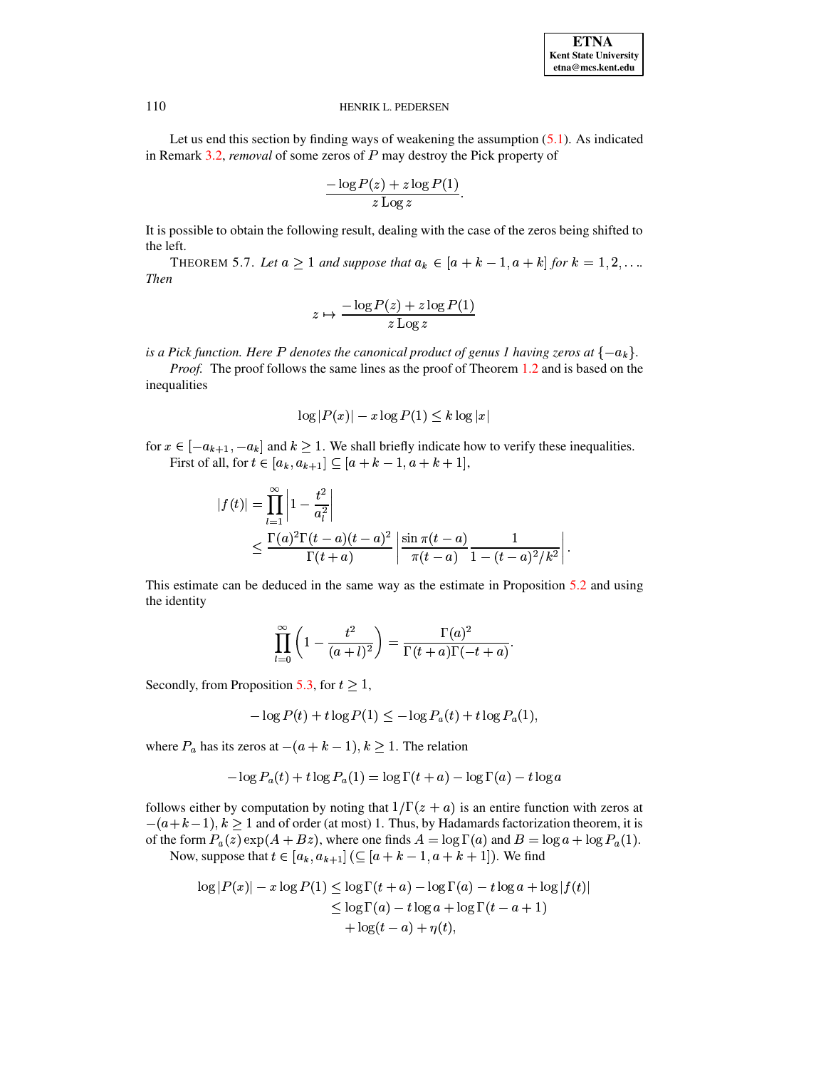Let us end this section by finding ways of weakening the assumption (5.1). As indicated in Remark 3.2, *removal* of some zeros of $P$ may destroy the Pick property of

$$\frac{-\log P(z) + z\log P(1)}{z\operatorname{Log} z}.$$

It is possible to obtain the following result, dealing with the case of the zeros being shifted to the left.

THEOREM 5.7. *Let $a \geq 1$ and suppose that $a_k \in [a+k-1, a+k]$ for $k = 1, 2, \ldots$. Then*

$$z \mapsto \frac{-\log P(z) + z\log P(1)}{z\operatorname{Log} z}$$

*is a Pick function. Here $P$ denotes the canonical product of genus 1 having zeros at $\{-a_k\}$.*

*Proof.* The proof follows the same lines as the proof of Theorem 1.2 and is based on the inequalities

$$\log|P(x)| - x\log P(1) \leq k\log|x|$$

for $x \in [-a_{k+1}, -a_k]$ and $k \geq 1$. We shall briefly indicate how to verify these inequalities.

First of all, for $t \in [a_k, a_{k+1}] \subseteq [a+k-1, a+k+1]$,

$$\begin{aligned}
|f(t)| &= \prod_{l=1}^{\infty}\left|1 - \frac{t^2}{a_l^2}\right| \\
&\leq \frac{\Gamma(a)^2\Gamma(t-a)(t-a)^2}{\Gamma(t+a)}\left|\frac{\sin\pi(t-a)}{\pi(t-a)}\frac{1}{1-(t-a)^2/k^2}\right|.
\end{aligned}$$

This estimate can be deduced in the same way as the estimate in Proposition 5.2 and using the identity

$$\prod_{l=0}^{\infty}\left(1 - \frac{t^2}{(a+l)^2}\right) = \frac{\Gamma(a)^2}{\Gamma(t+a)\Gamma(-t+a)}.$$

Secondly, from Proposition 5.3, for $t \geq 1$,

$$-\log P(t) + t\log P(1) \leq -\log P_a(t) + t\log P_a(1),$$

where $P_a$ has its zeros at $-(a+k-1)$, $k \geq 1$. The relation

$$-\log P_a(t) + t\log P_a(1) = \log\Gamma(t+a) - \log\Gamma(a) - t\log a$$

follows either by computation by noting that $1/\Gamma(z+a)$ is an entire function with zeros at $-(a+k-1)$, $k \geq 1$ and of order (at most) 1. Thus, by Hadamards factorization theorem, it is of the form $P_a(z)\exp(A+Bz)$, where one finds $A = \log\Gamma(a)$ and $B = \log a + \log P_a(1)$.

Now, suppose that $t \in [a_k, a_{k+1}]$ ($\subseteq [a+k-1, a+k+1]$). We find

$$\begin{aligned}
\log|P(x)| - x\log P(1) &\leq \log\Gamma(t+a) - \log\Gamma(a) - t\log a + \log|f(t)| \\
&\leq \log\Gamma(a) - t\log a + \log\Gamma(t-a+1) \\
&\quad + \log(t-a) + \eta(t),
\end{aligned}$$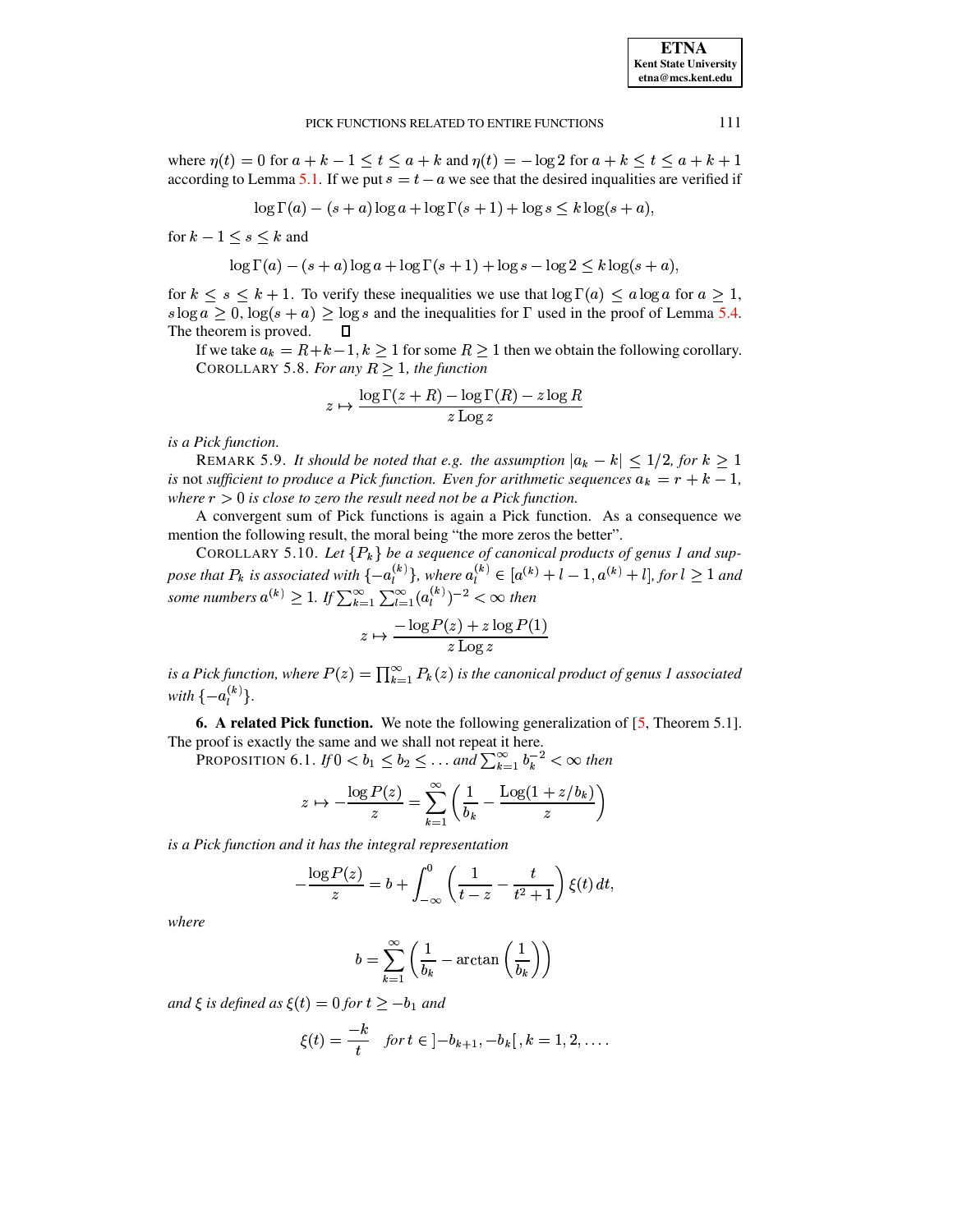where $\eta(t) = 0$ for $a+k-1 \leq t \leq a+k$ and $\eta(t) = -\log 2$ for $a+k \leq t \leq a+k+1$ according to Lemma 5.1. If we put $s = t - a$ we see that the desired inqualities are verified if

$$\log \Gamma(a) - (s+a)\log a + \log \Gamma(s+1) + \log s \leq k \log(s+a),$$

for $k-1 \leq s \leq k$ and

$$\log \Gamma(a) - (s+a)\log a + \log \Gamma(s+1) + \log s - \log 2 \leq k \log(s+a),$$

for $k \leq s \leq k+1$. To verify these inequalities we use that $\log \Gamma(a) \leq a \log a$ for $a \geq 1$, $s \log a \geq 0$, $\log(s+a) \geq \log s$ and the inequalities for $\Gamma$ used in the proof of Lemma 5.4. The theorem is proved. $\square$

If we take $a_k = R+k-1, k \geq 1$ for some $R \geq 1$ then we obtain the following corollary.

COROLLARY 5.8. *For any $R \geq 1$, the function*

$$z \mapsto \frac{\log \Gamma(z+R) - \log \Gamma(R) - z \log R}{z \operatorname{Log} z}$$

*is a Pick function.*

REMARK 5.9. *It should be noted that e.g. the assumption $|a_k - k| \leq 1/2$, for $k \geq 1$ is* not *sufficient to produce a Pick function. Even for arithmetic sequences $a_k = r+k-1$, where $r > 0$ is close to zero the result need not be a Pick function.*

A convergent sum of Pick functions is again a Pick function. As a consequence we mention the following result, the moral being "the more zeros the better".

COROLLARY 5.10. *Let $\{P_k\}$ be a sequence of canonical products of genus 1 and suppose that $P_k$ is associated with $\{-a_l^{(k)}\}$, where $a_l^{(k)} \in [a^{(k)}+l-1, a^{(k)}+l]$, for $l \geq 1$ and some numbers $a^{(k)} \geq 1$. If $\sum_{k=1}^{\infty} \sum_{l=1}^{\infty} (a_l^{(k)})^{-2} < \infty$ then*

$$z \mapsto \frac{-\log P(z) + z \log P(1)}{z \operatorname{Log} z}$$

*is a Pick function, where $P(z) = \prod_{k=1}^{\infty} P_k(z)$ is the canonical product of genus 1 associated with $\{-a_l^{(k)}\}$.*

## 6. A related Pick function.

We note the following generalization of [5, Theorem 5.1]. The proof is exactly the same and we shall not repeat it here.

PROPOSITION 6.1. *If $0 < b_1 \leq b_2 \leq \ldots$ and $\sum_{k=1}^{\infty} b_k^{-2} < \infty$ then*

$$z \mapsto -\frac{\log P(z)}{z} = \sum_{k=1}^{\infty} \left( \frac{1}{b_k} - \frac{\operatorname{Log}(1+z/b_k)}{z} \right)$$

*is a Pick function and it has the integral representation*

$$-\frac{\log P(z)}{z} = b + \int_{-\infty}^{0} \left( \frac{1}{t-z} - \frac{t}{t^2+1} \right) \xi(t)\, dt,$$

*where*

$$b = \sum_{k=1}^{\infty} \left( \frac{1}{b_k} - \arctan\left( \frac{1}{b_k} \right) \right)$$

*and $\xi$ is defined as $\xi(t) = 0$ for $t \geq -b_1$ and*

$$\xi(t) = \frac{-k}{t} \quad \text{for } t \in \left]-b_{k+1}, -b_k\right[, k = 1, 2, \ldots.$$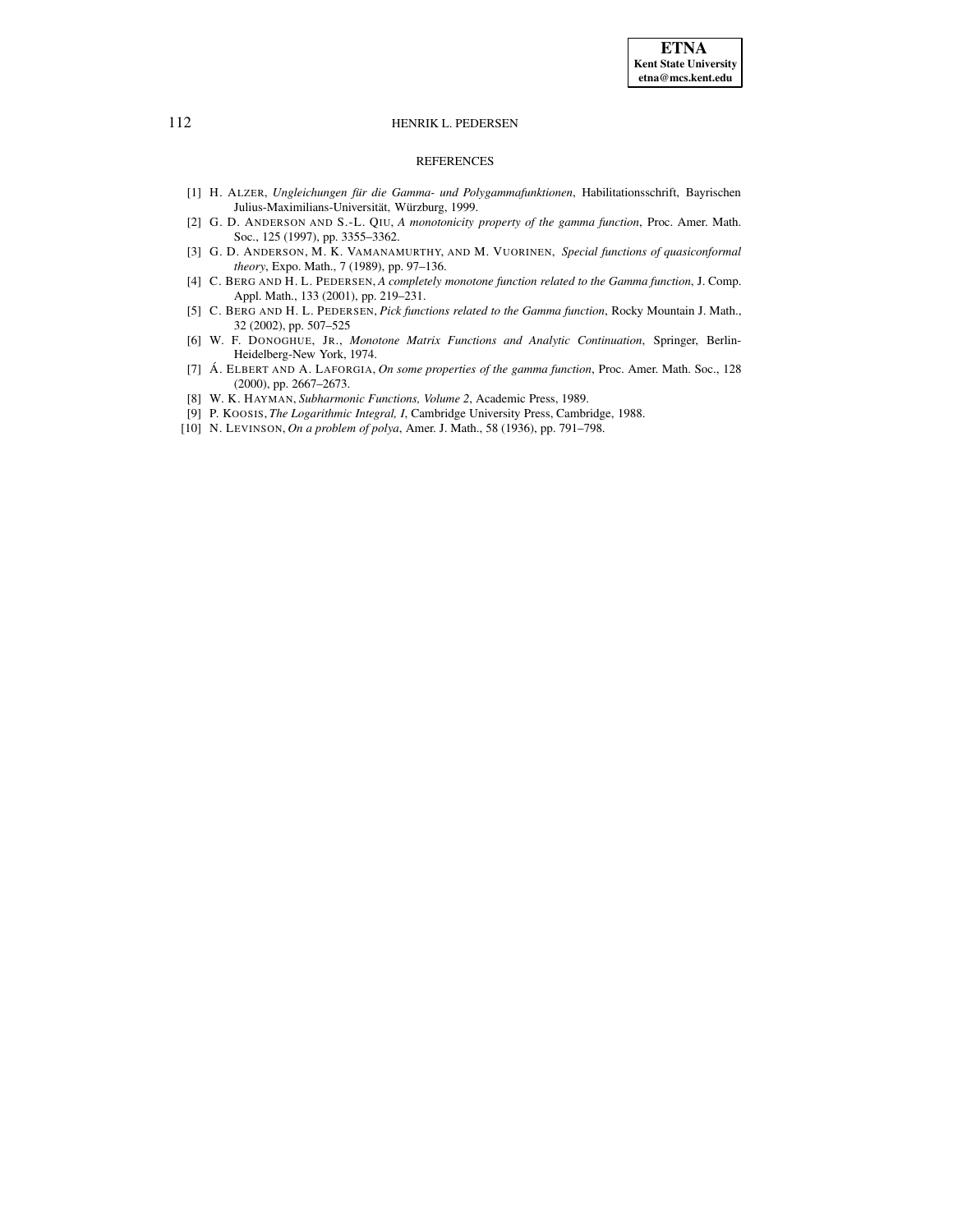## REFERENCES

[1] H. ALZER, *Ungleichungen für die Gamma- und Polygammafunktionen*, Habilitationsschrift, Bayrischen Julius-Maximilians-Universität, Würzburg, 1999.

[2] G. D. ANDERSON AND S.-L. QIU, *A monotonicity property of the gamma function*, Proc. Amer. Math. Soc., 125 (1997), pp. 3355–3362.

[3] G. D. ANDERSON, M. K. VAMANAMURTHY, AND M. VUORINEN, *Special functions of quasiconformal theory*, Expo. Math., 7 (1989), pp. 97–136.

[4] C. BERG AND H. L. PEDERSEN, *A completely monotone function related to the Gamma function*, J. Comp. Appl. Math., 133 (2001), pp. 219–231.

[5] C. BERG AND H. L. PEDERSEN, *Pick functions related to the Gamma function*, Rocky Mountain J. Math., 32 (2002), pp. 507–525

[6] W. F. DONOGHUE, JR., *Monotone Matrix Functions and Analytic Continuation*, Springer, Berlin-Heidelberg-New York, 1974.

[7] Á. ELBERT AND A. LAFORGIA, *On some properties of the gamma function*, Proc. Amer. Math. Soc., 128 (2000), pp. 2667–2673.

[8] W. K. HAYMAN, *Subharmonic Functions, Volume 2*, Academic Press, 1989.

[9] P. KOOSIS, *The Logarithmic Integral, I*, Cambridge University Press, Cambridge, 1988.

[10] N. LEVINSON, *On a problem of polya*, Amer. J. Math., 58 (1936), pp. 791–798.